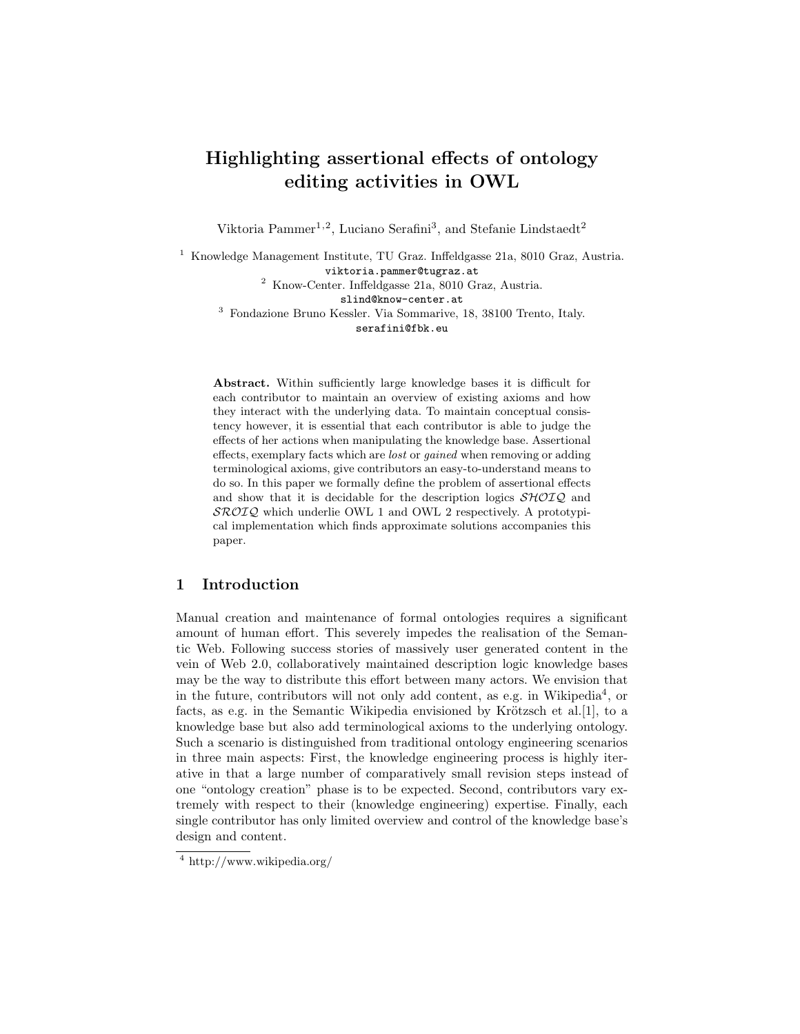# Highlighting assertional effects of ontology editing activities in OWL

Viktoria Pammer[1,2], Luciano Serafini[3], and Stefanie Lindstaedt[2]

[1] Knowledge Management Institute, TU Graz. Inffeldgasse 21a, 8010 Graz, Austria.
viktoria.pammer@tugraz.at

[2] Know-Center. Inffeldgasse 21a, 8010 Graz, Austria.
slind@know-center.at

[3] Fondazione Bruno Kessler. Via Sommarive, 18, 38100 Trento, Italy.
serafini@fbk.eu

**Abstract.** Within sufficiently large knowledge bases it is difficult for each contributor to maintain an overview of existing axioms and how they interact with the underlying data. To maintain conceptual consistency however, it is essential that each contributor is able to judge the effects of her actions when manipulating the knowledge base. Assertional effects, exemplary facts which are *lost* or *gained* when removing or adding terminological axioms, give contributors an easy-to-understand means to do so. In this paper we formally define the problem of assertional effects and show that it is decidable for the description logics $\mathcal{SHOIQ}$ and $\mathcal{SROIQ}$ which underlie OWL 1 and OWL 2 respectively. A prototypical implementation which finds approximate solutions accompanies this paper.

## 1 Introduction

Manual creation and maintenance of formal ontologies requires a significant amount of human effort. This severely impedes the realisation of the Semantic Web. Following success stories of massively user generated content in the vein of Web 2.0, collaboratively maintained description logic knowledge bases may be the way to distribute this effort between many actors. We envision that in the future, contributors will not only add content, as e.g. in Wikipedia[4], or facts, as e.g. in the Semantic Wikipedia envisioned by Krötzsch et al.[1], to a knowledge base but also add terminological axioms to the underlying ontology. Such a scenario is distinguished from traditional ontology engineering scenarios in three main aspects: First, the knowledge engineering process is highly iterative in that a large number of comparatively small revision steps instead of one "ontology creation" phase is to be expected. Second, contributors vary extremely with respect to their (knowledge engineering) expertise. Finally, each single contributor has only limited overview and control of the knowledge base's design and content.

[4] http://www.wikipedia.org/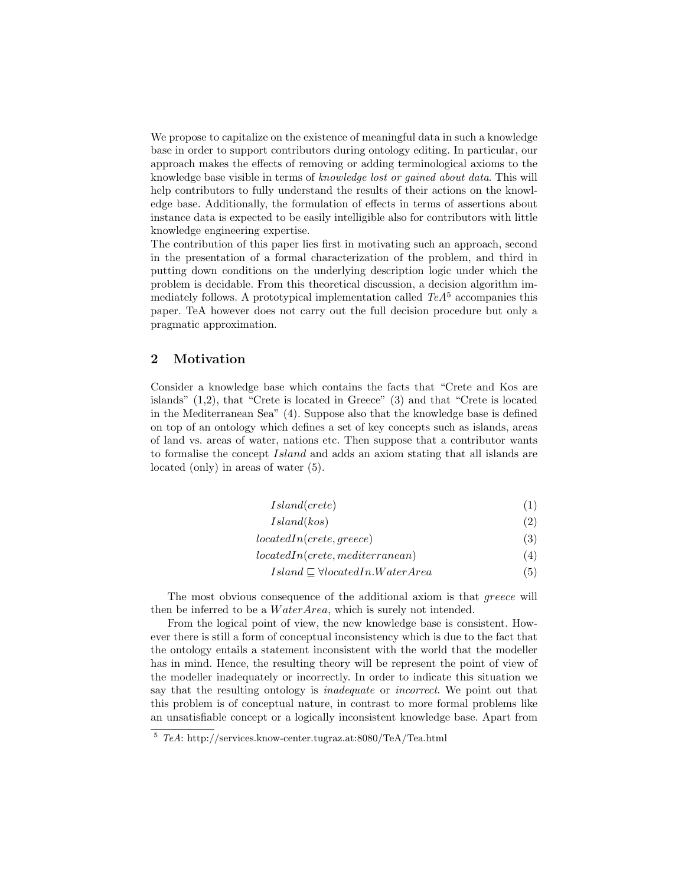We propose to capitalize on the existence of meaningful data in such a knowledge base in order to support contributors during ontology editing. In particular, our approach makes the effects of removing or adding terminological axioms to the knowledge base visible in terms of *knowledge lost or gained about data*. This will help contributors to fully understand the results of their actions on the knowledge base. Additionally, the formulation of effects in terms of assertions about instance data is expected to be easily intelligible also for contributors with little knowledge engineering expertise.
The contribution of this paper lies first in motivating such an approach, second in the presentation of a formal characterization of the problem, and third in putting down conditions on the underlying description logic under which the problem is decidable. From this theoretical discussion, a decision algorithm immediately follows. A prototypical implementation called *TeA*[5] accompanies this paper. TeA however does not carry out the full decision procedure but only a pragmatic approximation.

## 2 Motivation

Consider a knowledge base which contains the facts that "Crete and Kos are islands" (1,2), that "Crete is located in Greece" (3) and that "Crete is located in the Mediterranean Sea" (4). Suppose also that the knowledge base is defined on top of an ontology which defines a set of key concepts such as islands, areas of land vs. areas of water, nations etc. Then suppose that a contributor wants to formalise the concept $Island$ and adds an axiom stating that all islands are located (only) in areas of water (5).

$$Island(crete) \tag{1}$$

$$Island(kos) \tag{2}$$

$$locatedIn(crete, greece) \tag{3}$$

$$locatedIn(crete, mediterranean) \tag{4}$$

$$Island \sqsubseteq \forall locatedIn.WaterArea \tag{5}$$

The most obvious consequence of the additional axiom is that *greece* will then be inferred to be a $WaterArea$, which is surely not intended.

From the logical point of view, the new knowledge base is consistent. However there is still a form of conceptual inconsistency which is due to the fact that the ontology entails a statement inconsistent with the world that the modeller has in mind. Hence, the resulting theory will be represent the point of view of the modeller inadequately or incorrectly. In order to indicate this situation we say that the resulting ontology is *inadequate* or *incorrect*. We point out that this problem is of conceptual nature, in contrast to more formal problems like an unsatisfiable concept or a logically inconsistent knowledge base. Apart from

[5] *TeA*: http://services.know-center.tugraz.at:8080/TeA/Tea.html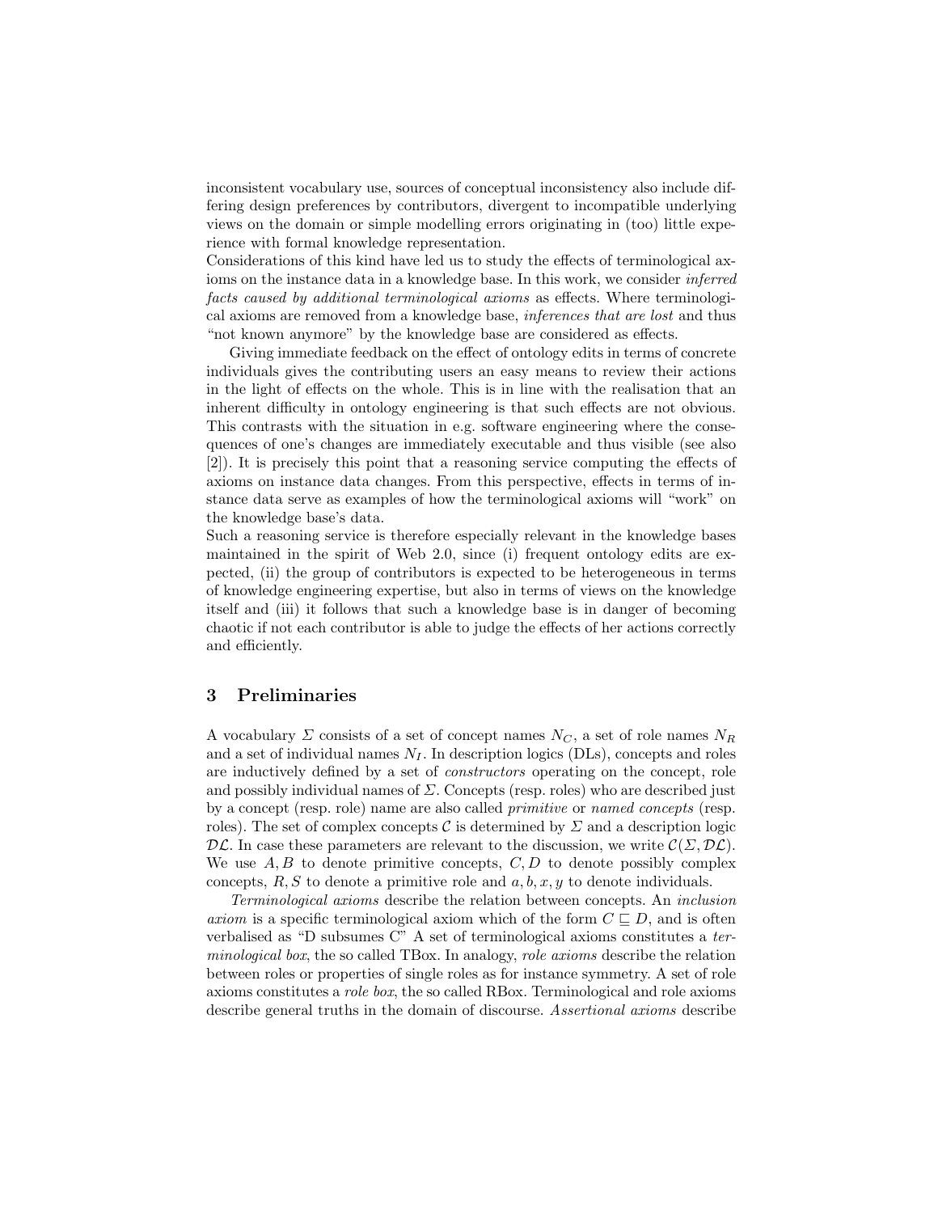inconsistent vocabulary use, sources of conceptual inconsistency also include differing design preferences by contributors, divergent to incompatible underlying views on the domain or simple modelling errors originating in (too) little experience with formal knowledge representation.
Considerations of this kind have led us to study the effects of terminological axioms on the instance data in a knowledge base. In this work, we consider *inferred facts caused by additional terminological axioms* as effects. Where terminological axioms are removed from a knowledge base, *inferences that are lost* and thus "not known anymore" by the knowledge base are considered as effects.

Giving immediate feedback on the effect of ontology edits in terms of concrete individuals gives the contributing users an easy means to review their actions in the light of effects on the whole. This is in line with the realisation that an inherent difficulty in ontology engineering is that such effects are not obvious. This contrasts with the situation in e.g. software engineering where the consequences of one's changes are immediately executable and thus visible (see also [2]). It is precisely this point that a reasoning service computing the effects of axioms on instance data changes. From this perspective, effects in terms of instance data serve as examples of how the terminological axioms will "work" on the knowledge base's data.
Such a reasoning service is therefore especially relevant in the knowledge bases maintained in the spirit of Web 2.0, since (i) frequent ontology edits are expected, (ii) the group of contributors is expected to be heterogeneous in terms of knowledge engineering expertise, but also in terms of views on the knowledge itself and (iii) it follows that such a knowledge base is in danger of becoming chaotic if not each contributor is able to judge the effects of her actions correctly and efficiently.

## 3 Preliminaries

A vocabulary $\Sigma$ consists of a set of concept names $N_C$, a set of role names $N_R$ and a set of individual names $N_I$. In description logics (DLs), concepts and roles are inductively defined by a set of *constructors* operating on the concept, role and possibly individual names of $\Sigma$. Concepts (resp. roles) who are described just by a concept (resp. role) name are also called *primitive* or *named concepts* (resp. roles). The set of complex concepts $\mathcal{C}$ is determined by $\Sigma$ and a description logic $\mathcal{DL}$. In case these parameters are relevant to the discussion, we write $\mathcal{C}(\Sigma, \mathcal{DL})$. We use $A, B$ to denote primitive concepts, $C, D$ to denote possibly complex concepts, $R, S$ to denote a primitive role and $a, b, x, y$ to denote individuals.

*Terminological axioms* describe the relation between concepts. An *inclusion axiom* is a specific terminological axiom which of the form $C \sqsubseteq D$, and is often verbalised as "D subsumes C" A set of terminological axioms constitutes a *terminological box*, the so called TBox. In analogy, *role axioms* describe the relation between roles or properties of single roles as for instance symmetry. A set of role axioms constitutes a *role box*, the so called RBox. Terminological and role axioms describe general truths in the domain of discourse. *Assertional axioms* describe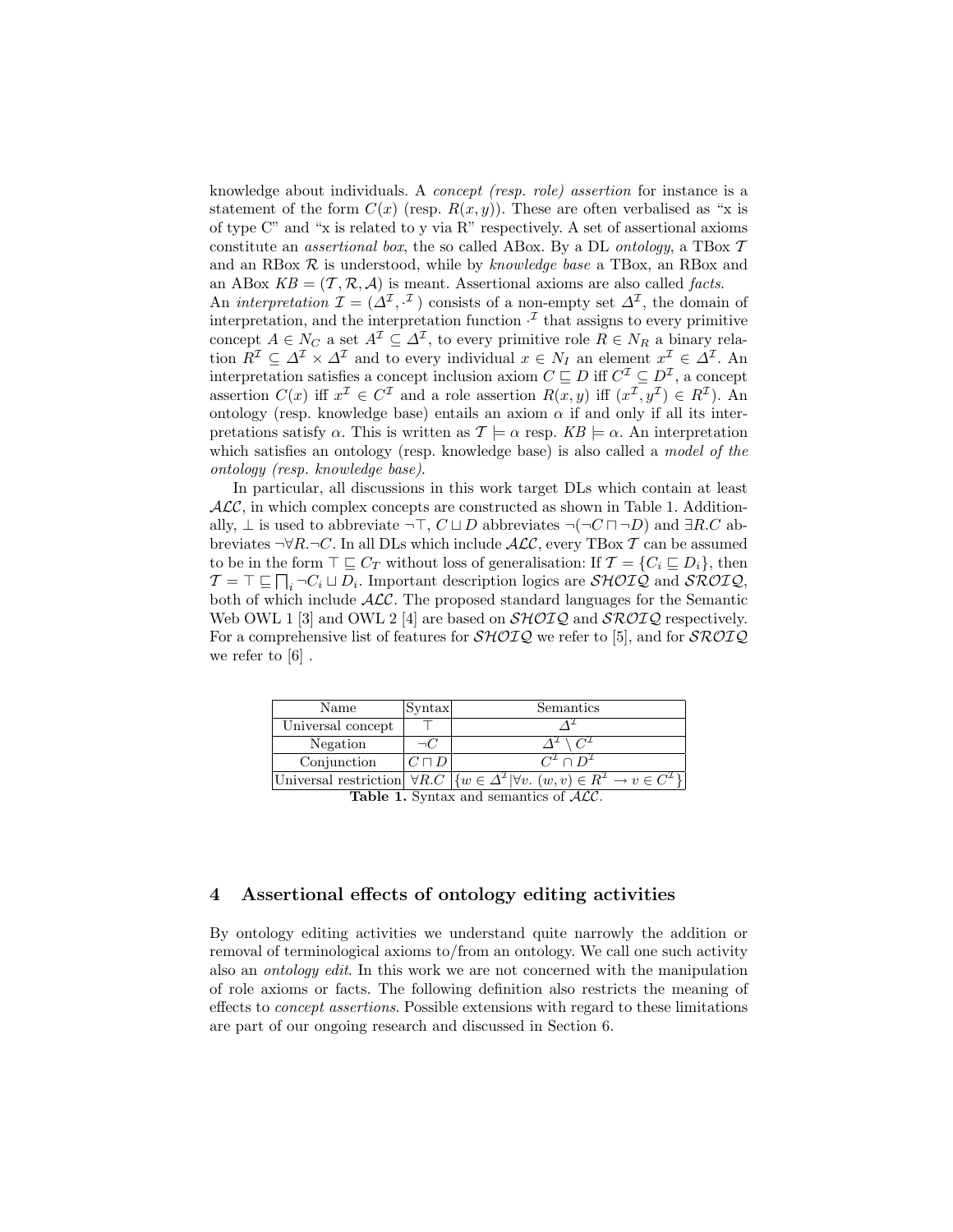knowledge about individuals. A *concept (resp. role) assertion* for instance is a statement of the form $C(x)$ (resp. $R(x,y)$). These are often verbalised as "x is of type C" and "x is related to y via R" respectively. A set of assertional axioms constitute an *assertional box*, the so called ABox. By a DL *ontology*, a TBox $\mathcal{T}$ and an RBox $\mathcal{R}$ is understood, while by *knowledge base* a TBox, an RBox and an ABox $KB = (\mathcal{T}, \mathcal{R}, \mathcal{A})$ is meant. Assertional axioms are also called *facts*.

An *interpretation* $\mathcal{I} = (\Delta^{\mathcal{I}}, \cdot^{\mathcal{I}})$ consists of a non-empty set $\Delta^{\mathcal{I}}$, the domain of interpretation, and the interpretation function $\cdot^{\mathcal{I}}$ that assigns to every primitive concept $A \in N_C$ a set $A^{\mathcal{I}} \subseteq \Delta^{\mathcal{I}}$, to every primitive role $R \in N_R$ a binary relation $R^{\mathcal{I}} \subseteq \Delta^{\mathcal{I}} \times \Delta^{\mathcal{I}}$ and to every individual $x \in N_I$ an element $x^{\mathcal{I}} \in \Delta^{\mathcal{I}}$. An interpretation satisfies a concept inclusion axiom $C \sqsubseteq D$ iff $C^{\mathcal{I}} \subseteq D^{\mathcal{I}}$, a concept assertion $C(x)$ iff $x^{\mathcal{I}} \in C^{\mathcal{I}}$ and a role assertion $R(x,y)$ iff $(x^{\mathcal{I}}, y^{\mathcal{I}}) \in R^{\mathcal{I}}$). An ontology (resp. knowledge base) entails an axiom $\alpha$ if and only if all its interpretations satisfy $\alpha$. This is written as $\mathcal{T} \models \alpha$ resp. $KB \models \alpha$. An interpretation which satisfies an ontology (resp. knowledge base) is also called a *model of the ontology (resp. knowledge base)*.

In particular, all discussions in this work target DLs which contain at least $\mathcal{ALC}$, in which complex concepts are constructed as shown in Table 1. Additionally, $\bot$ is used to abbreviate $\neg\top$, $C \sqcup D$ abbreviates $\neg(\neg C \sqcap \neg D)$ and $\exists R.C$ abbreviates $\neg\forall R.\neg C$. In all DLs which include $\mathcal{ALC}$, every TBox $\mathcal{T}$ can be assumed to be in the form $\top \sqsubseteq C_T$ without loss of generalisation: If $\mathcal{T} = \{C_i \sqsubseteq D_i\}$, then $\mathcal{T} = \top \sqsubseteq \bigsqcap_i \neg C_i \sqcup D_i$. Important description logics are $\mathcal{SHOIQ}$ and $\mathcal{SROIQ}$, both of which include $\mathcal{ALC}$. The proposed standard languages for the Semantic Web OWL 1 [3] and OWL 2 [4] are based on $\mathcal{SHOIQ}$ and $\mathcal{SROIQ}$ respectively. For a comprehensive list of features for $\mathcal{SHOIQ}$ we refer to [5], and for $\mathcal{SROIQ}$ we refer to [6] .

| Name | Syntax | Semantics |
|---|---|---|
| Universal concept | $\top$ | $\Delta^{\mathcal{I}}$ |
| Negation | $\neg C$ | $\Delta^{\mathcal{I}} \setminus C^{\mathcal{I}}$ |
| Conjunction | $C \sqcap D$ | $C^{\mathcal{I}} \cap D^{\mathcal{I}}$ |
| Universal restriction | $\forall R.C$ | $\{w \in \Delta^{\mathcal{I}} \mid \forall v.\ (w,v) \in R^{\mathcal{I}} \rightarrow v \in C^{\mathcal{I}}\}$ |

**Table 1.** Syntax and semantics of $\mathcal{ALC}$.

## 4 Assertional effects of ontology editing activities

By ontology editing activities we understand quite narrowly the addition or removal of terminological axioms to/from an ontology. We call one such activity also an *ontology edit*. In this work we are not concerned with the manipulation of role axioms or facts. The following definition also restricts the meaning of effects to *concept assertions*. Possible extensions with regard to these limitations are part of our ongoing research and discussed in Section 6.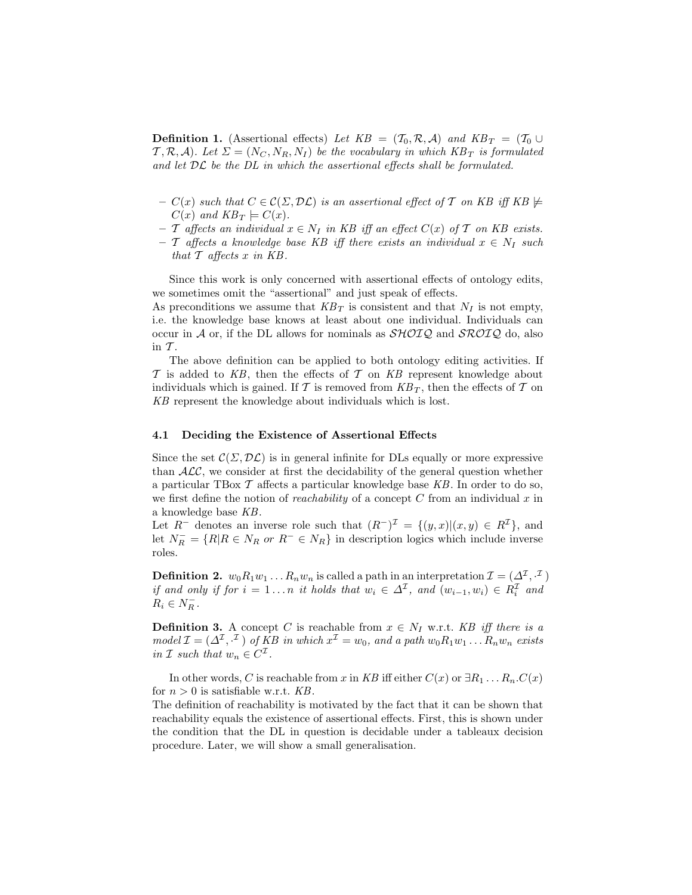**Definition 1.** (Assertional effects) *Let $KB = (\mathcal{T}_0, \mathcal{R}, \mathcal{A})$ and $KB_T = (\mathcal{T}_0 \cup \mathcal{T}, \mathcal{R}, \mathcal{A})$. Let $\Sigma = (N_C, N_R, N_I)$ be the vocabulary in which $KB_T$ is formulated and let $\mathcal{DL}$ be the DL in which the assertional effects shall be formulated.*

- *$C(x)$ such that $C \in \mathcal{C}(\Sigma, \mathcal{DL})$ is an assertional effect of $\mathcal{T}$ on $KB$ iff $KB \not\models C(x)$ and $KB_T \models C(x)$.*
- *$\mathcal{T}$ affects an individual $x \in N_I$ in $KB$ iff an effect $C(x)$ of $\mathcal{T}$ on $KB$ exists.*
- *$\mathcal{T}$ affects a knowledge base $KB$ iff there exists an individual $x \in N_I$ such that $\mathcal{T}$ affects $x$ in $KB$.*

Since this work is only concerned with assertional effects of ontology edits, we sometimes omit the "assertional" and just speak of effects.
As preconditions we assume that $KB_T$ is consistent and that $N_I$ is not empty, i.e. the knowledge base knows at least about one individual. Individuals can occur in $\mathcal{A}$ or, if the DL allows for nominals as $\mathcal{SHOIQ}$ and $\mathcal{SROIQ}$ do, also in $\mathcal{T}$.

The above definition can be applied to both ontology editing activities. If $\mathcal{T}$ is added to $KB$, then the effects of $\mathcal{T}$ on $KB$ represent knowledge about individuals which is gained. If $\mathcal{T}$ is removed from $KB_T$, then the effects of $\mathcal{T}$ on $KB$ represent the knowledge about individuals which is lost.

### 4.1 Deciding the Existence of Assertional Effects

Since the set $\mathcal{C}(\Sigma, \mathcal{DL})$ is in general infinite for DLs equally or more expressive than $\mathcal{ALC}$, we consider at first the decidability of the general question whether a particular TBox $\mathcal{T}$ affects a particular knowledge base $KB$. In order to do so, we first define the notion of *reachability* of a concept $C$ from an individual $x$ in a knowledge base $KB$.
Let $R^-$ denotes an inverse role such that $(R^-)^\mathcal{I} = \{(y,x)|(x,y) \in R^\mathcal{I}\}$, and let $N_R^- = \{R|R \in N_R \text{ or } R^- \in N_R\}$ in description logics which include inverse roles.

**Definition 2.** $w_0 R_1 w_1 \ldots R_n w_n$ is called a path in an interpretation $\mathcal{I} = (\Delta^\mathcal{I}, \cdot^\mathcal{I})$ *if and only if for $i = 1 \ldots n$ it holds that $w_i \in \Delta^\mathcal{I}$, and $(w_{i-1}, w_i) \in R_i^\mathcal{I}$ and $R_i \in N_R^-$.*

**Definition 3.** A concept $C$ is reachable from $x \in N_I$ w.r.t. $KB$ *iff there is a model $\mathcal{I} = (\Delta^\mathcal{I}, \cdot^\mathcal{I})$ of $KB$ in which $x^\mathcal{I} = w_0$, and a path $w_0 R_1 w_1 \ldots R_n w_n$ exists in $\mathcal{I}$ such that $w_n \in C^\mathcal{I}$.*

In other words, $C$ is reachable from $x$ in $KB$ iff either $C(x)$ or $\exists R_1 \ldots R_n.C(x)$ for $n > 0$ is satisfiable w.r.t. $KB$.
The definition of reachability is motivated by the fact that it can be shown that reachability equals the existence of assertional effects. First, this is shown under the condition that the DL in question is decidable under a tableaux decision procedure. Later, we will show a small generalisation.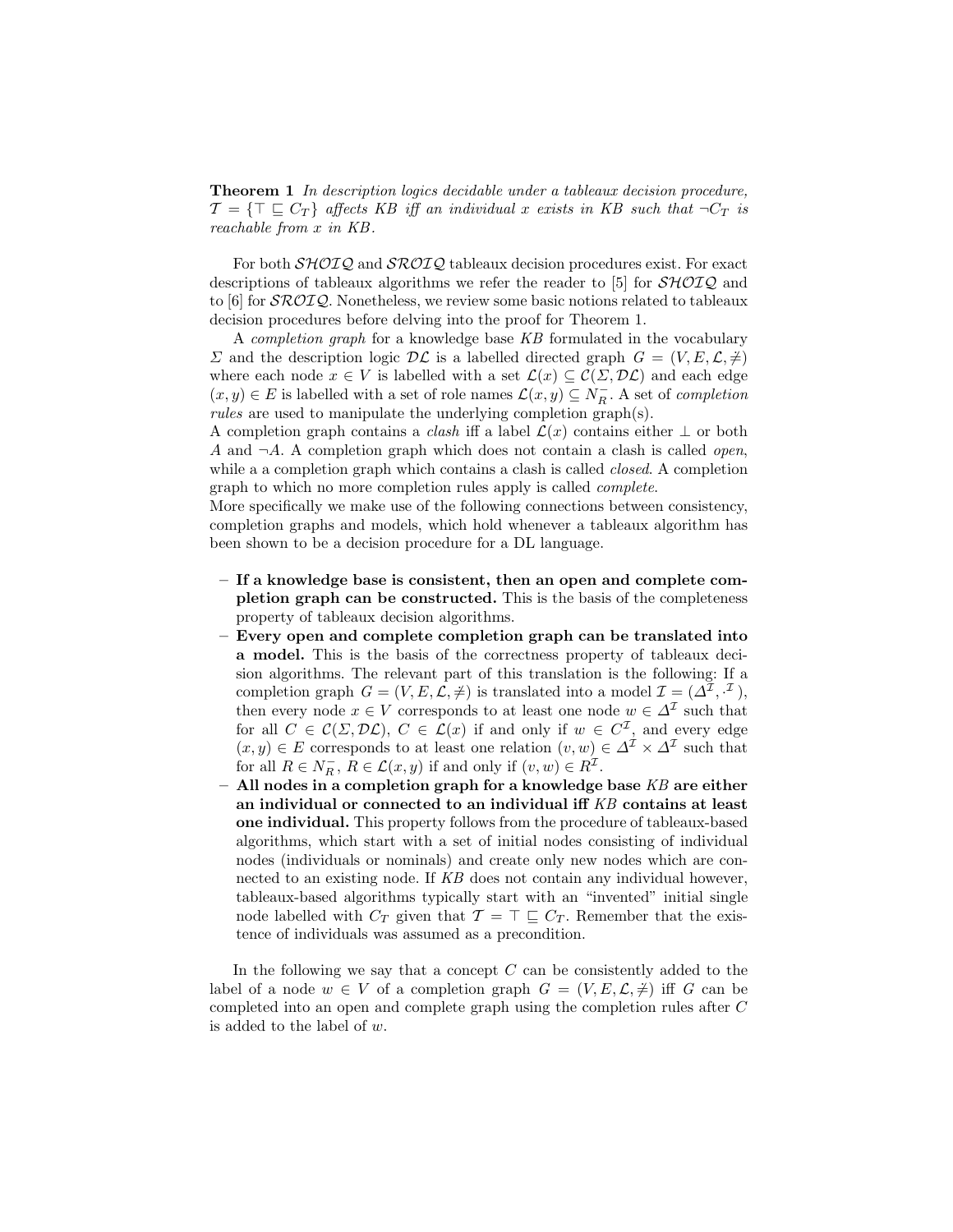**Theorem 1** *In description logics decidable under a tableaux decision procedure, $\mathcal{T} = \{\top \sqsubseteq C_T\}$ affects KB iff an individual x exists in KB such that $\neg C_T$ is reachable from x in KB.*

For both $\mathcal{SHOIQ}$ and $\mathcal{SROIQ}$ tableaux decision procedures exist. For exact descriptions of tableaux algorithms we refer the reader to [5] for $\mathcal{SHOIQ}$ and to [6] for $\mathcal{SROIQ}$. Nonetheless, we review some basic notions related to tableaux decision procedures before delving into the proof for Theorem 1.

A *completion graph* for a knowledge base $KB$ formulated in the vocabulary $\Sigma$ and the description logic $\mathcal{DL}$ is a labelled directed graph $G = (V, E, \mathcal{L}, \neq)$ where each node $x \in V$ is labelled with a set $\mathcal{L}(x) \subseteq \mathcal{C}(\Sigma, \mathcal{DL})$ and each edge $(x, y) \in E$ is labelled with a set of role names $\mathcal{L}(x, y) \subseteq N_R^-$. A set of *completion rules* are used to manipulate the underlying completion graph(s).
A completion graph contains a *clash* iff a label $\mathcal{L}(x)$ contains either $\bot$ or both $A$ and $\neg A$. A completion graph which does not contain a clash is called *open*, while a a completion graph which contains a clash is called *closed*. A completion graph to which no more completion rules apply is called *complete*.
More specifically we make use of the following connections between consistency, completion graphs and models, which hold whenever a tableaux algorithm has been shown to be a decision procedure for a DL language.

- **If a knowledge base is consistent, then an open and complete completion graph can be constructed.** This is the basis of the completeness property of tableaux decision algorithms.
- **Every open and complete completion graph can be translated into a model.** This is the basis of the correctness property of tableaux decision algorithms. The relevant part of this translation is the following: If a completion graph $G = (V, E, \mathcal{L}, \neq)$ is translated into a model $\mathcal{I} = (\Delta^{\mathcal{I}}, \cdot^{\mathcal{I}})$, then every node $x \in V$ corresponds to at least one node $w \in \Delta^{\mathcal{I}}$ such that for all $C \in \mathcal{C}(\Sigma, \mathcal{DL})$, $C \in \mathcal{L}(x)$ if and only if $w \in C^{\mathcal{I}}$, and every edge $(x, y) \in E$ corresponds to at least one relation $(v, w) \in \Delta^{\mathcal{I}} \times \Delta^{\mathcal{I}}$ such that for all $R \in N_R^-$, $R \in \mathcal{L}(x, y)$ if and only if $(v, w) \in R^{\mathcal{I}}$.
- **All nodes in a completion graph for a knowledge base $KB$ are either an individual or connected to an individual iff $KB$ contains at least one individual.** This property follows from the procedure of tableaux-based algorithms, which start with a set of initial nodes consisting of individual nodes (individuals or nominals) and create only new nodes which are connected to an existing node. If $KB$ does not contain any individual however, tableaux-based algorithms typically start with an "invented" initial single node labelled with $C_T$ given that $\mathcal{T} = \top \sqsubseteq C_T$. Remember that the existence of individuals was assumed as a precondition.

In the following we say that a concept $C$ can be consistently added to the label of a node $w \in V$ of a completion graph $G = (V, E, \mathcal{L}, \neq)$ iff $G$ can be completed into an open and complete graph using the completion rules after $C$ is added to the label of $w$.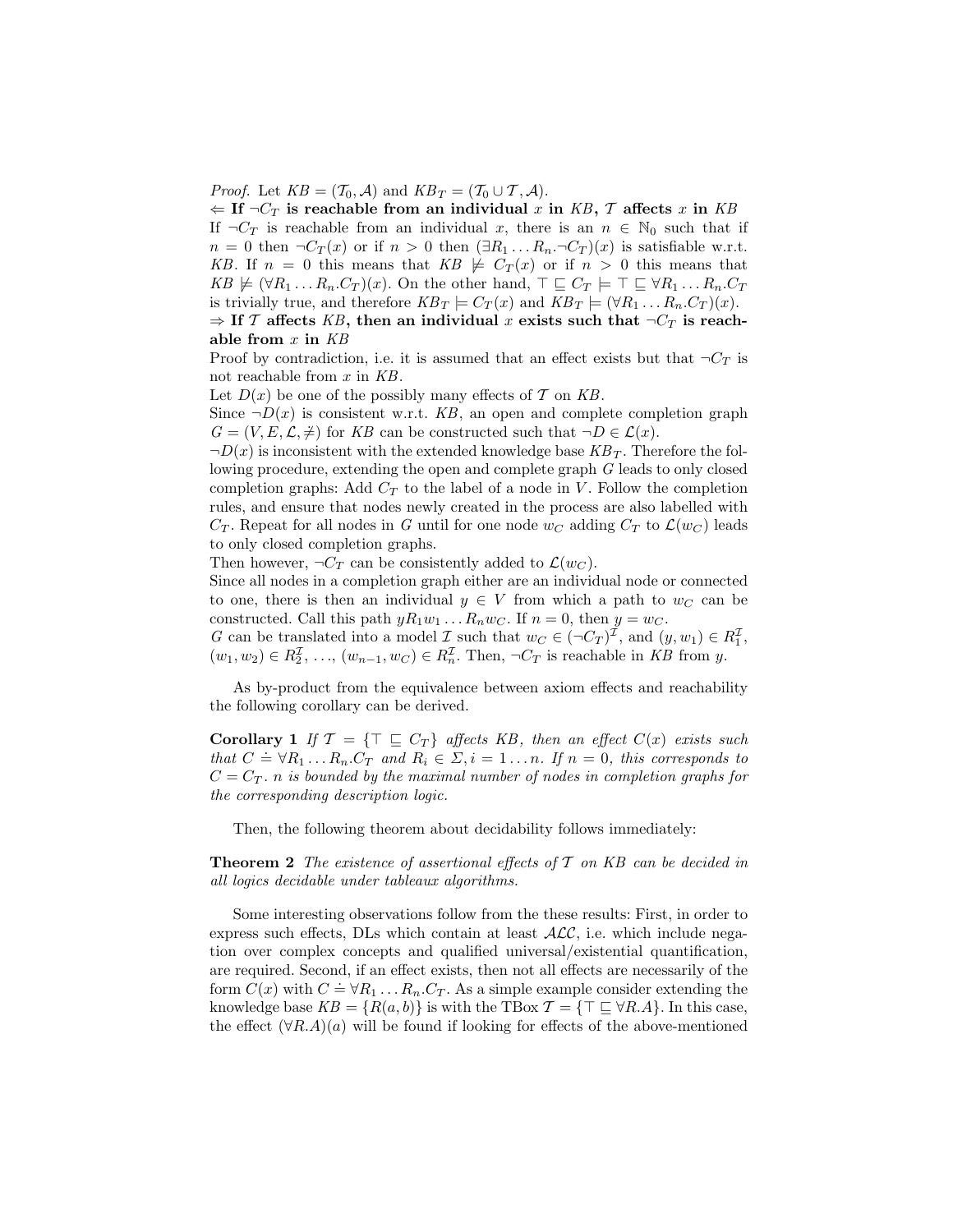*Proof.* Let $KB = (\mathcal{T}_0, \mathcal{A})$ and $KB_T = (\mathcal{T}_0 \cup \mathcal{T}, \mathcal{A})$.

$\Leftarrow$ **If $\neg C_T$ is reachable from an individual $x$ in $KB$, $\mathcal{T}$ affects $x$ in $KB$**

If $\neg C_T$ is reachable from an individual $x$, there is an $n \in \mathbb{N}_0$ such that if $n = 0$ then $\neg C_T(x)$ or if $n > 0$ then $(\exists R_1 \dots R_n.\neg C_T)(x)$ is satisfiable w.r.t. $KB$. If $n = 0$ this means that $KB \not\models C_T(x)$ or if $n > 0$ this means that $KB \not\models (\forall R_1 \dots R_n.C_T)(x)$. On the other hand, $\top \sqsubseteq C_T \models \top \sqsubseteq \forall R_1 \dots R_n.C_T$ is trivially true, and therefore $KB_T \models C_T(x)$ and $KB_T \models (\forall R_1 \dots R_n.C_T)(x)$.

$\Rightarrow$ **If $\mathcal{T}$ affects $KB$, then an individual $x$ exists such that $\neg C_T$ is reachable from $x$ in $KB$**

Proof by contradiction, i.e. it is assumed that an effect exists but that $\neg C_T$ is not reachable from $x$ in $KB$.

Let $D(x)$ be one of the possibly many effects of $\mathcal{T}$ on $KB$.

Since $\neg D(x)$ is consistent w.r.t. $KB$, an open and complete completion graph $G = (V, E, \mathcal{L}, \neq)$ for $KB$ can be constructed such that $\neg D \in \mathcal{L}(x)$.

$\neg D(x)$ is inconsistent with the extended knowledge base $KB_T$. Therefore the following procedure, extending the open and complete graph $G$ leads to only closed completion graphs: Add $C_T$ to the label of a node in $V$. Follow the completion rules, and ensure that nodes newly created in the process are also labelled with $C_T$. Repeat for all nodes in $G$ until for one node $w_C$ adding $C_T$ to $\mathcal{L}(w_C)$ leads to only closed completion graphs.

Then however, $\neg C_T$ can be consistently added to $\mathcal{L}(w_C)$.

Since all nodes in a completion graph either are an individual node or connected to one, there is then an individual $y \in V$ from which a path to $w_C$ can be constructed. Call this path $yR_1w_1 \dots R_nw_C$. If $n = 0$, then $y = w_C$.

$G$ can be translated into a model $\mathcal{I}$ such that $w_C \in (\neg C_T)^{\mathcal{I}}$, and $(y, w_1) \in R_1^{\mathcal{I}}$, $(w_1, w_2) \in R_2^{\mathcal{I}}$, ..., $(w_{n-1}, w_C) \in R_n^{\mathcal{I}}$. Then, $\neg C_T$ is reachable in $KB$ from $y$.

As by-product from the equivalence between axiom effects and reachability the following corollary can be derived.

**Corollary 1** *If $\mathcal{T} = \{\top \sqsubseteq C_T\}$ affects $KB$, then an effect $C(x)$ exists such that $C \doteq \forall R_1 \dots R_n.C_T$ and $R_i \in \Sigma, i = 1 \dots n$. If $n = 0$, this corresponds to $C = C_T$. $n$ is bounded by the maximal number of nodes in completion graphs for the corresponding description logic.*

Then, the following theorem about decidability follows immediately:

**Theorem 2** *The existence of assertional effects of $\mathcal{T}$ on $KB$ can be decided in all logics decidable under tableaux algorithms.*

Some interesting observations follow from the these results: First, in order to express such effects, DLs which contain at least $\mathcal{ALC}$, i.e. which include negation over complex concepts and qualified universal/existential quantification, are required. Second, if an effect exists, then not all effects are necessarily of the form $C(x)$ with $C \doteq \forall R_1 \dots R_n.C_T$. As a simple example consider extending the knowledge base $KB = \{R(a, b)\}$ is with the TBox $\mathcal{T} = \{\top \sqsubseteq \forall R.A\}$. In this case, the effect $(\forall R.A)(a)$ will be found if looking for effects of the above-mentioned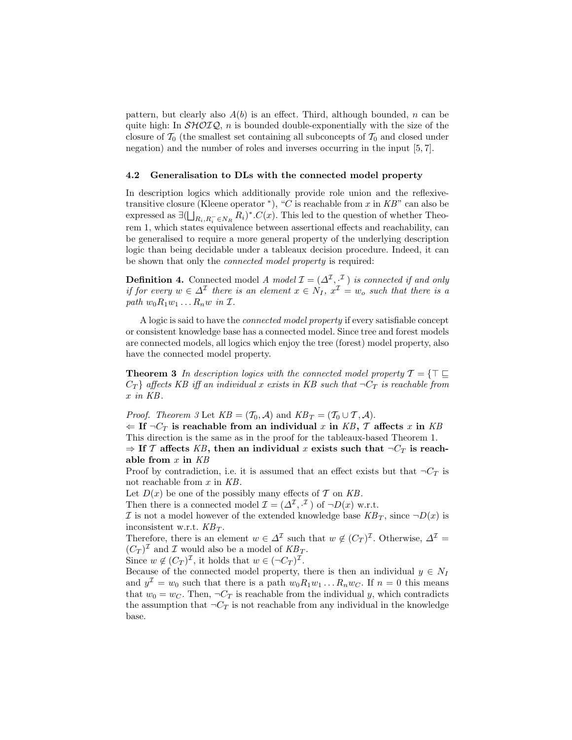pattern, but clearly also $A(b)$ is an effect. Third, although bounded, $n$ can be quite high: In $\mathcal{SHOIQ}$, $n$ is bounded double-exponentially with the size of the closure of $\mathcal{T}_0$ (the smallest set containing all subconcepts of $\mathcal{T}_0$ and closed under negation) and the number of roles and inverses occurring in the input [5, 7].

### 4.2 Generalisation to DLs with the connected model property

In description logics which additionally provide role union and the reflexive-transitive closure (Kleene operator $^*$), "$C$ is reachable from $x$ in $KB$" can also be expressed as $\exists(\bigsqcup_{R_i, R_i^- \in N_R} R_i)^*.C(x)$. This led to the question of whether Theorem 1, which states equivalence between assertional effects and reachability, can be generalised to require a more general property of the underlying description logic than being decidable under a tableaux decision procedure. Indeed, it can be shown that only the *connected model property* is required:

**Definition 4.** Connected model *A model $\mathcal{I} = (\Delta^{\mathcal{I}}, \cdot^{\mathcal{I}})$ is connected if and only if for every $w \in \Delta^{\mathcal{I}}$ there is an element $x \in N_I$, $x^{\mathcal{I}} = w_o$ such that there is a path $w_0 R_1 w_1 \ldots R_n w$ in $\mathcal{I}$.*

A logic is said to have the *connected model property* if every satisfiable concept or consistent knowledge base has a connected model. Since tree and forest models are connected models, all logics which enjoy the tree (forest) model property, also have the connected model property.

**Theorem 3** *In description logics with the connected model property $\mathcal{T} = \{\top \sqsubseteq C_T\}$ affects KB iff an individual $x$ exists in KB such that $\neg C_T$ is reachable from $x$ in KB.*

*Proof. Theorem 3* Let $KB = (\mathcal{T}_0, \mathcal{A})$ and $KB_T = (\mathcal{T}_0 \cup \mathcal{T}, \mathcal{A})$.

$\Leftarrow$ **If $\neg C_T$ is reachable from an individual $x$ in $KB$, $\mathcal{T}$ affects $x$ in $KB$**
This direction is the same as in the proof for the tableaux-based Theorem 1.

$\Rightarrow$ **If $\mathcal{T}$ affects $KB$, then an individual $x$ exists such that $\neg C_T$ is reachable from $x$ in $KB$**

Proof by contradiction, i.e. it is assumed that an effect exists but that $\neg C_T$ is not reachable from $x$ in $KB$.

Let $D(x)$ be one of the possibly many effects of $\mathcal{T}$ on $KB$.

Then there is a connected model $\mathcal{I} = (\Delta^{\mathcal{I}}, \cdot^{\mathcal{I}})$ of $\neg D(x)$ w.r.t.

$\mathcal{I}$ is not a model however of the extended knowledge base $KB_T$, since $\neg D(x)$ is inconsistent w.r.t. $KB_T$.

Therefore, there is an element $w \in \Delta^{\mathcal{I}}$ such that $w \notin (C_T)^{\mathcal{I}}$. Otherwise, $\Delta^{\mathcal{I}} = (C_T)^{\mathcal{I}}$ and $\mathcal{I}$ would also be a model of $KB_T$.

Since $w \notin (C_T)^{\mathcal{I}}$, it holds that $w \in (\neg C_T)^{\mathcal{I}}$.

Because of the connected model property, there is then an individual $y \in N_I$ and $y^{\mathcal{I}} = w_0$ such that there is a path $w_0 R_1 w_1 \ldots R_n w_C$. If $n = 0$ this means that $w_0 = w_C$. Then, $\neg C_T$ is reachable from the individual $y$, which contradicts the assumption that $\neg C_T$ is not reachable from any individual in the knowledge base.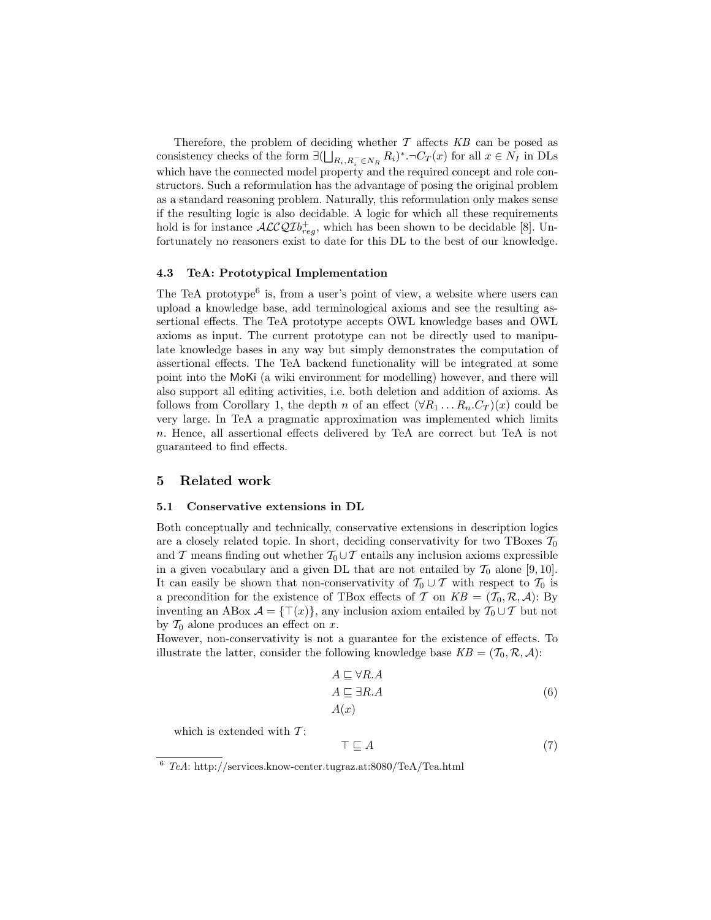Therefore, the problem of deciding whether $\mathcal{T}$ affects $KB$ can be posed as consistency checks of the form $\exists(\bigsqcup_{R_i, R_i^- \in N_R} R_i)^*.\neg C_T(x)$ for all $x \in N_I$ in DLs which have the connected model property and the required concept and role constructors. Such a reformulation has the advantage of posing the original problem as a standard reasoning problem. Naturally, this reformulation only makes sense if the resulting logic is also decidable. A logic for which all these requirements hold is for instance $\mathcal{ALCQIb}^+_{reg}$, which has been shown to be decidable [8]. Unfortunately no reasoners exist to date for this DL to the best of our knowledge.

### 4.3 TeA: Prototypical Implementation

The TeA prototype[6] is, from a user's point of view, a website where users can upload a knowledge base, add terminological axioms and see the resulting assertional effects. The TeA prototype accepts OWL knowledge bases and OWL axioms as input. The current prototype can not be directly used to manipulate knowledge bases in any way but simply demonstrates the computation of assertional effects. The TeA backend functionality will be integrated at some point into the MoKi (a wiki environment for modelling) however, and there will also support all editing activities, i.e. both deletion and addition of axioms. As follows from Corollary 1, the depth $n$ of an effect $(\forall R_1 \ldots R_n.C_T)(x)$ could be very large. In TeA a pragmatic approximation was implemented which limits $n$. Hence, all assertional effects delivered by TeA are correct but TeA is not guaranteed to find effects.

## 5 Related work

### 5.1 Conservative extensions in DL

Both conceptually and technically, conservative extensions in description logics are a closely related topic. In short, deciding conservativity for two TBoxes $\mathcal{T}_0$ and $\mathcal{T}$ means finding out whether $\mathcal{T}_0 \cup \mathcal{T}$ entails any inclusion axioms expressible in a given vocabulary and a given DL that are not entailed by $\mathcal{T}_0$ alone [9, 10]. It can easily be shown that non-conservativity of $\mathcal{T}_0 \cup \mathcal{T}$ with respect to $\mathcal{T}_0$ is a precondition for the existence of TBox effects of $\mathcal{T}$ on $KB = (\mathcal{T}_0, \mathcal{R}, \mathcal{A})$: By inventing an ABox $\mathcal{A} = \{\top(x)\}$, any inclusion axiom entailed by $\mathcal{T}_0 \cup \mathcal{T}$ but not by $\mathcal{T}_0$ alone produces an effect on $x$.
However, non-conservativity is not a guarantee for the existence of effects. To illustrate the latter, consider the following knowledge base $KB = (\mathcal{T}_0, \mathcal{R}, \mathcal{A})$:

$$\begin{aligned} &A \sqsubseteq \forall R.A \\ &A \sqsubseteq \exists R.A \\ &A(x) \end{aligned} \tag{6}$$

which is extended with $\mathcal{T}$:

$$\top \sqsubseteq A \tag{7}$$

[6] *TeA*: http://services.know-center.tugraz.at:8080/TeA/Tea.html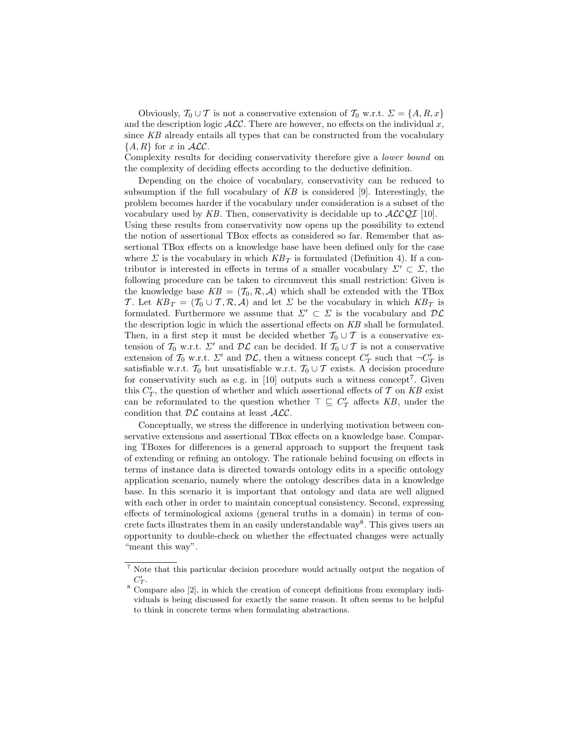Obviously, $\mathcal{T}_0 \cup \mathcal{T}$ is not a conservative extension of $\mathcal{T}_0$ w.r.t. $\Sigma = \{A, R, x\}$ and the description logic $\mathcal{ALC}$. There are however, no effects on the individual $x$, since $KB$ already entails all types that can be constructed from the vocabulary $\{A, R\}$ for $x$ in $\mathcal{ALC}$.

Complexity results for deciding conservativity therefore give a *lower bound* on the complexity of deciding effects according to the deductive definition.

Depending on the choice of vocabulary, conservativity can be reduced to subsumption if the full vocabulary of $KB$ is considered [9]. Interestingly, the problem becomes harder if the vocabulary under consideration is a subset of the vocabulary used by $KB$. Then, conservativity is decidable up to $\mathcal{ALCQI}$ [10].

Using these results from conservativity now opens up the possibility to extend the notion of assertional TBox effects as considered so far. Remember that assertional TBox effects on a knowledge base have been defined only for the case where $\Sigma$ is the vocabulary in which $KB_T$ is formulated (Definition 4). If a contributor is interested in effects in terms of a smaller vocabulary $\Sigma' \subset \Sigma$, the following procedure can be taken to circumvent this small restriction: Given is the knowledge base $KB = (\mathcal{T}_0, \mathcal{R}, \mathcal{A})$ which shall be extended with the TBox $\mathcal{T}$. Let $KB_T = (\mathcal{T}_0 \cup \mathcal{T}, \mathcal{R}, \mathcal{A})$ and let $\Sigma$ be the vocabulary in which $KB_T$ is formulated. Furthermore we assume that $\Sigma' \subset \Sigma$ is the vocabulary and $\mathcal{DL}$ the description logic in which the assertional effects on $KB$ shall be formulated. Then, in a first step it must be decided whether $\mathcal{T}_0 \cup \mathcal{T}$ is a conservative extension of $\mathcal{T}_0$ w.r.t. $\Sigma'$ and $\mathcal{DL}$ can be decided. If $\mathcal{T}_0 \cup \mathcal{T}$ is not a conservative extension of $\mathcal{T}_0$ w.r.t. $\Sigma'$ and $\mathcal{DL}$, then a witness concept $C'_T$ such that $\neg C'_T$ is satisfiable w.r.t. $\mathcal{T}_0$ but unsatisfiable w.r.t. $\mathcal{T}_0 \cup \mathcal{T}$ exists. A decision procedure for conservativity such as e.g. in [10] outputs such a witness concept[7]. Given this $C'_T$, the question of whether and which assertional effects of $\mathcal{T}$ on $KB$ exist can be reformulated to the question whether $\top \sqsubseteq C'_T$ affects $KB$, under the condition that $\mathcal{DL}$ contains at least $\mathcal{ALC}$.

Conceptually, we stress the difference in underlying motivation between conservative extensions and assertional TBox effects on a knowledge base. Comparing TBoxes for differences is a general approach to support the frequent task of extending or refining an ontology. The rationale behind focusing on effects in terms of instance data is directed towards ontology edits in a specific ontology application scenario, namely where the ontology describes data in a knowledge base. In this scenario it is important that ontology and data are well aligned with each other in order to maintain conceptual consistency. Second, expressing effects of terminological axioms (general truths in a domain) in terms of concrete facts illustrates them in an easily understandable way[8]. This gives users an opportunity to double-check on whether the effectuated changes were actually "meant this way".

---

[7] Note that this particular decision procedure would actually output the negation of $C'_T$.

[8] Compare also [2], in which the creation of concept definitions from exemplary individuals is being discussed for exactly the same reason. It often seems to be helpful to think in concrete terms when formulating abstractions.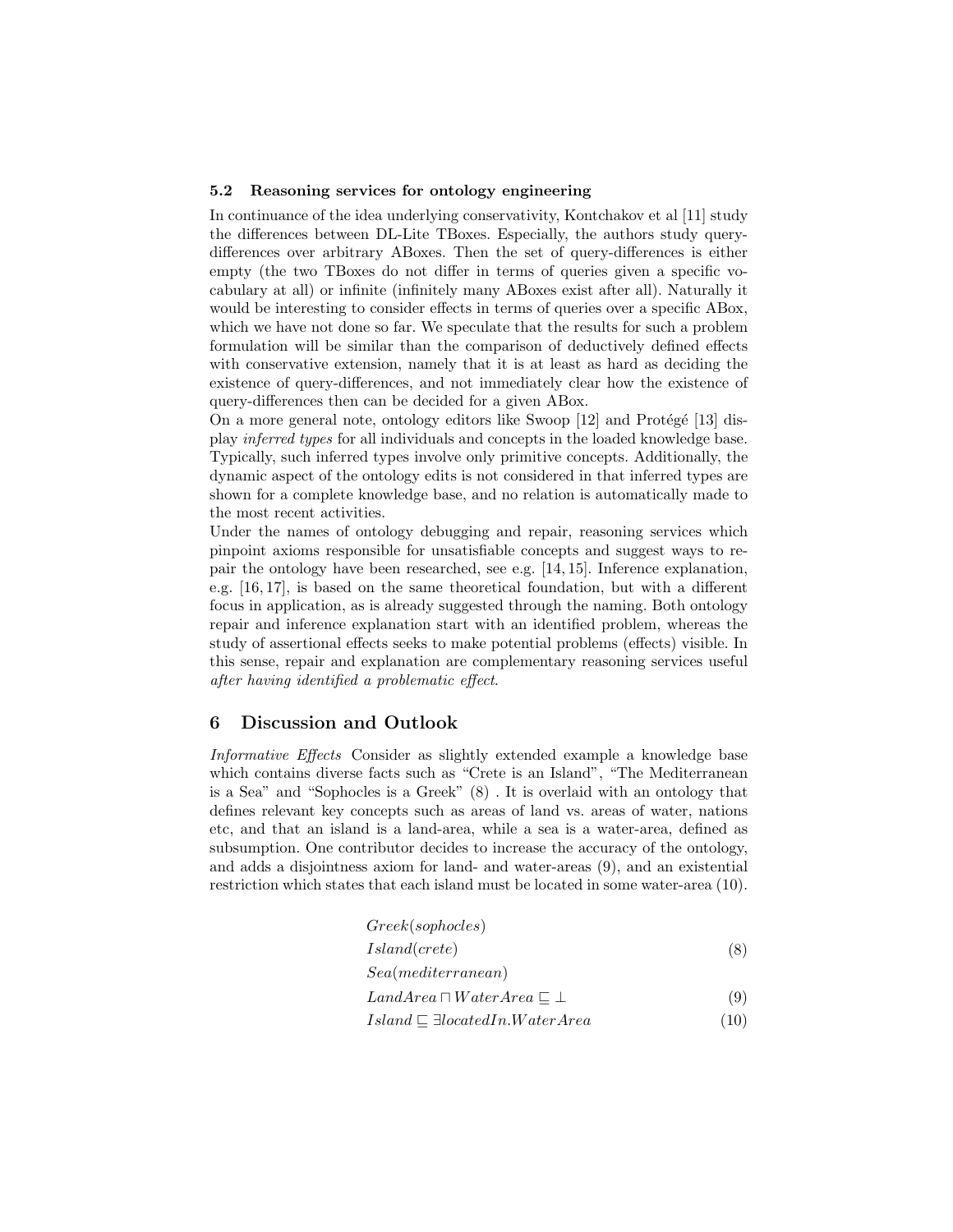### 5.2 Reasoning services for ontology engineering

In continuance of the idea underlying conservativity, Kontchakov et al [11] study the differences between DL-Lite TBoxes. Especially, the authors study query-differences over arbitrary ABoxes. Then the set of query-differences is either empty (the two TBoxes do not differ in terms of queries given a specific vocabulary at all) or infinite (infinitely many ABoxes exist after all). Naturally it would be interesting to consider effects in terms of queries over a specific ABox, which we have not done so far. We speculate that the results for such a problem formulation will be similar than the comparison of deductively defined effects with conservative extension, namely that it is at least as hard as deciding the existence of query-differences, and not immediately clear how the existence of query-differences then can be decided for a given ABox.

On a more general note, ontology editors like Swoop [12] and Protégé [13] display *inferred types* for all individuals and concepts in the loaded knowledge base. Typically, such inferred types involve only primitive concepts. Additionally, the dynamic aspect of the ontology edits is not considered in that inferred types are shown for a complete knowledge base, and no relation is automatically made to the most recent activities.

Under the names of ontology debugging and repair, reasoning services which pinpoint axioms responsible for unsatisfiable concepts and suggest ways to repair the ontology have been researched, see e.g. [14, 15]. Inference explanation, e.g. [16, 17], is based on the same theoretical foundation, but with a different focus in application, as is already suggested through the naming. Both ontology repair and inference explanation start with an identified problem, whereas the study of assertional effects seeks to make potential problems (effects) visible. In this sense, repair and explanation are complementary reasoning services useful *after having identified a problematic effect*.

## 6 Discussion and Outlook

*Informative Effects* Consider as slightly extended example a knowledge base which contains diverse facts such as "Crete is an Island", "The Mediterranean is a Sea" and "Sophocles is a Greek" (8) . It is overlaid with an ontology that defines relevant key concepts such as areas of land vs. areas of water, nations etc, and that an island is a land-area, while a sea is a water-area, defined as subsumption. One contributor decides to increase the accuracy of the ontology, and adds a disjointness axiom for land- and water-areas (9), and an existential restriction which states that each island must be located in some water-area (10).

$$
\begin{aligned}
&Greek(sophocles) \\
&Island(crete) \qquad (8) \\
&Sea(mediterranean)
\end{aligned}
$$

$$LandArea \sqcap WaterArea \sqsubseteq \bot \qquad (9)$$

$$Island \sqsubseteq \exists locatedIn.WaterArea \qquad (10)$$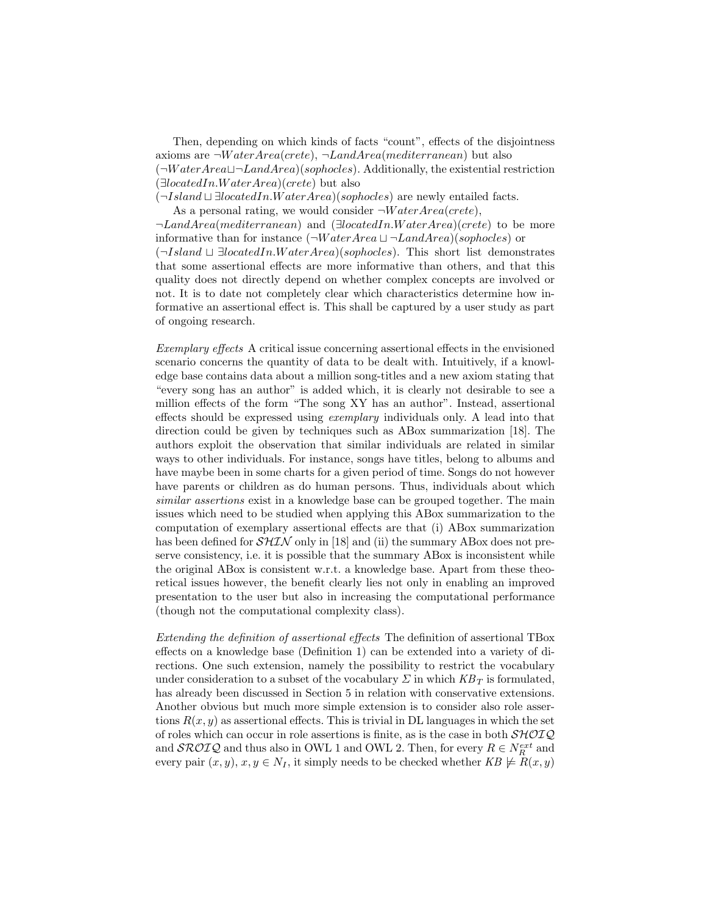Then, depending on which kinds of facts "count", effects of the disjointness axioms are $\neg WaterArea(crete)$, $\neg LandArea(mediterranean)$ but also $(\neg WaterArea \sqcup \neg LandArea)(sophocles)$. Additionally, the existential restriction $(\exists locatedIn.WaterArea)(crete)$ but also $(\neg Island \sqcup \exists locatedIn.WaterArea)(sophocles)$ are newly entailed facts.

As a personal rating, we would consider $\neg WaterArea(crete)$, $\neg LandArea(mediterranean)$ and $(\exists locatedIn.WaterArea)(crete)$ to be more informative than for instance $(\neg WaterArea \sqcup \neg LandArea)(sophocles)$ or $(\neg Island \sqcup \exists locatedIn.WaterArea)(sophocles)$. This short list demonstrates that some assertional effects are more informative than others, and that this quality does not directly depend on whether complex concepts are involved or not. It is to date not completely clear which characteristics determine how informative an assertional effect is. This shall be captured by a user study as part of ongoing research.

*Exemplary effects* A critical issue concerning assertional effects in the envisioned scenario concerns the quantity of data to be dealt with. Intuitively, if a knowledge base contains data about a million song-titles and a new axiom stating that "every song has an author" is added which, it is clearly not desirable to see a million effects of the form "The song XY has an author". Instead, assertional effects should be expressed using *exemplary* individuals only. A lead into that direction could be given by techniques such as ABox summarization [18]. The authors exploit the observation that similar individuals are related in similar ways to other individuals. For instance, songs have titles, belong to albums and have maybe been in some charts for a given period of time. Songs do not however have parents or children as do human persons. Thus, individuals about which *similar assertions* exist in a knowledge base can be grouped together. The main issues which need to be studied when applying this ABox summarization to the computation of exemplary assertional effects are that (i) ABox summarization has been defined for $\mathcal{SHIN}$ only in [18] and (ii) the summary ABox does not preserve consistency, i.e. it is possible that the summary ABox is inconsistent while the original ABox is consistent w.r.t. a knowledge base. Apart from these theoretical issues however, the benefit clearly lies not only in enabling an improved presentation to the user but also in increasing the computational performance (though not the computational complexity class).

*Extending the definition of assertional effects* The definition of assertional TBox effects on a knowledge base (Definition 1) can be extended into a variety of directions. One such extension, namely the possibility to restrict the vocabulary under consideration to a subset of the vocabulary $\Sigma$ in which $KB_T$ is formulated, has already been discussed in Section 5 in relation with conservative extensions. Another obvious but much more simple extension is to consider also role assertions $R(x, y)$ as assertional effects. This is trivial in DL languages in which the set of roles which can occur in role assertions is finite, as is the case in both $\mathcal{SHOIQ}$ and $\mathcal{SROIQ}$ and thus also in OWL 1 and OWL 2. Then, for every $R \in N_R^{ext}$ and every pair $(x, y)$, $x, y \in N_I$, it simply needs to be checked whether $KB \not\models R(x, y)$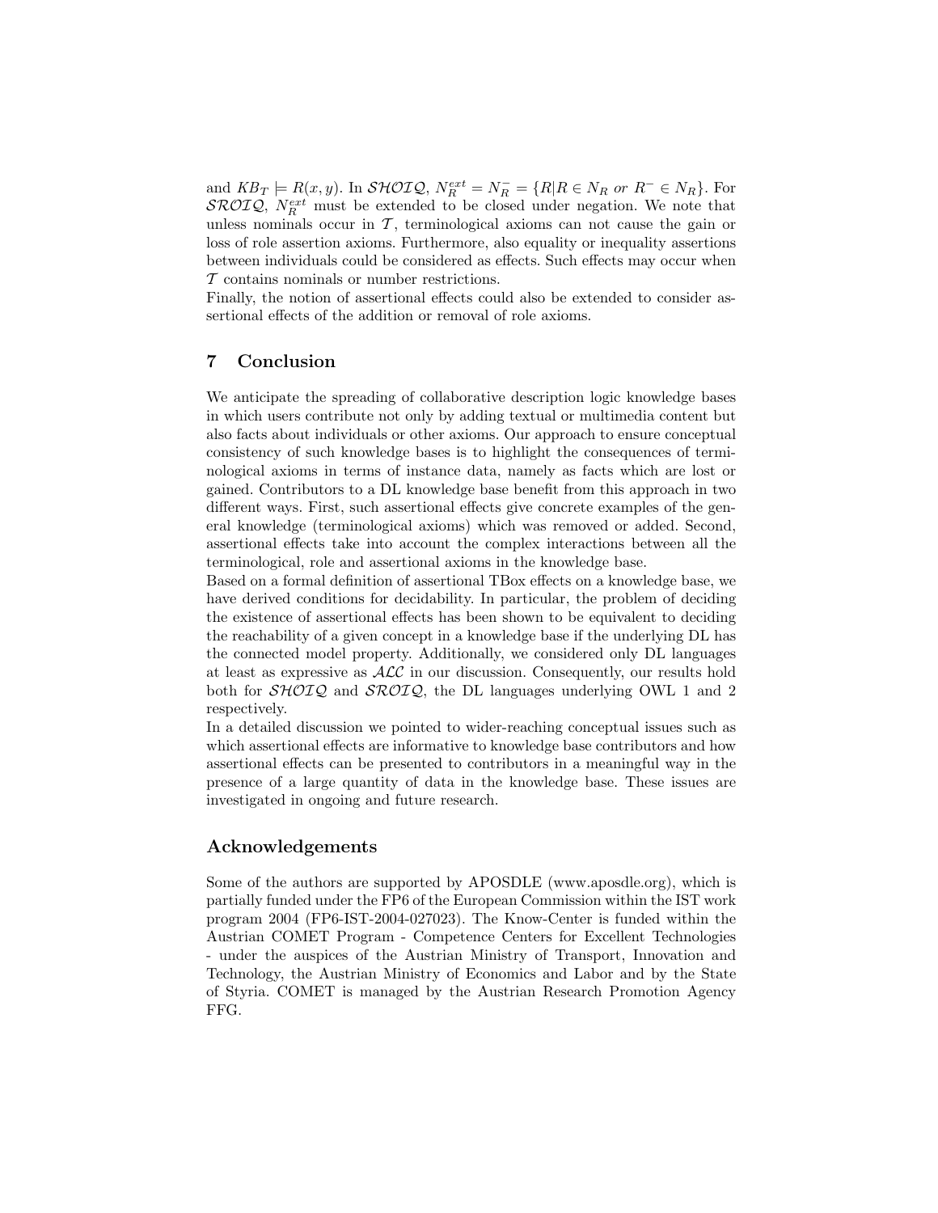and $KB_{\mathcal{T}} \models R(x, y)$. In $\mathcal{SHOIQ}$, $N_R^{ext} = N_R^- = \{R | R \in N_R \text{ } or \text{ } R^- \in N_R\}$. For $\mathcal{SROIQ}$, $N_R^{ext}$ must be extended to be closed under negation. We note that unless nominals occur in $\mathcal{T}$, terminological axioms can not cause the gain or loss of role assertion axioms. Furthermore, also equality or inequality assertions between individuals could be considered as effects. Such effects may occur when $\mathcal{T}$ contains nominals or number restrictions.

Finally, the notion of assertional effects could also be extended to consider assertional effects of the addition or removal of role axioms.

## 7 Conclusion

We anticipate the spreading of collaborative description logic knowledge bases in which users contribute not only by adding textual or multimedia content but also facts about individuals or other axioms. Our approach to ensure conceptual consistency of such knowledge bases is to highlight the consequences of terminological axioms in terms of instance data, namely as facts which are lost or gained. Contributors to a DL knowledge base benefit from this approach in two different ways. First, such assertional effects give concrete examples of the general knowledge (terminological axioms) which was removed or added. Second, assertional effects take into account the complex interactions between all the terminological, role and assertional axioms in the knowledge base.

Based on a formal definition of assertional TBox effects on a knowledge base, we have derived conditions for decidability. In particular, the problem of deciding the existence of assertional effects has been shown to be equivalent to deciding the reachability of a given concept in a knowledge base if the underlying DL has the connected model property. Additionally, we considered only DL languages at least as expressive as $\mathcal{ALC}$ in our discussion. Consequently, our results hold both for $\mathcal{SHOIQ}$ and $\mathcal{SROIQ}$, the DL languages underlying OWL 1 and 2 respectively.

In a detailed discussion we pointed to wider-reaching conceptual issues such as which assertional effects are informative to knowledge base contributors and how assertional effects can be presented to contributors in a meaningful way in the presence of a large quantity of data in the knowledge base. These issues are investigated in ongoing and future research.

## Acknowledgements

Some of the authors are supported by APOSDLE (www.aposdle.org), which is partially funded under the FP6 of the European Commission within the IST work program 2004 (FP6-IST-2004-027023). The Know-Center is funded within the Austrian COMET Program - Competence Centers for Excellent Technologies - under the auspices of the Austrian Ministry of Transport, Innovation and Technology, the Austrian Ministry of Economics and Labor and by the State of Styria. COMET is managed by the Austrian Research Promotion Agency FFG.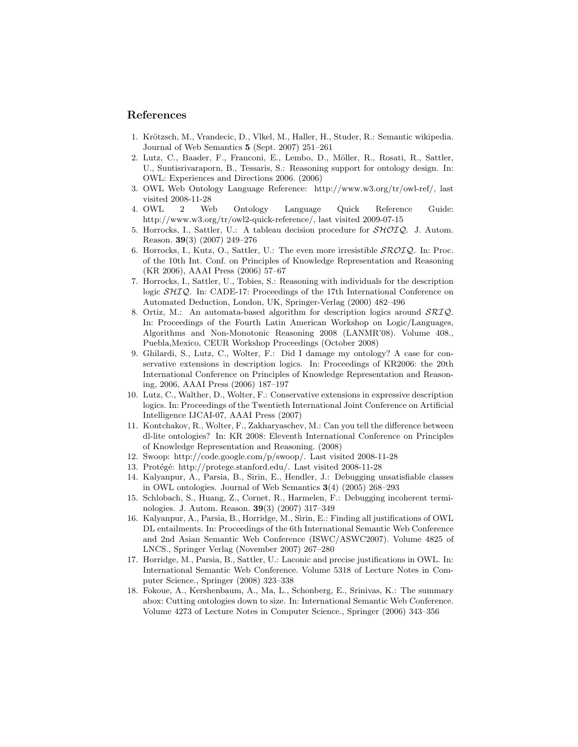## References

1. Krötzsch, M., Vrandecic, D., Vlkel, M., Haller, H., Studer, R.: Semantic wikipedia. Journal of Web Semantics **5** (Sept. 2007) 251–261
2. Lutz, C., Baader, F., Franconi, E., Lembo, D., Möller, R., Rosati, R., Sattler, U., Suntisrivaraporn, B., Tessaris, S.: Reasoning support for ontology design. In: OWL: Experiences and Directions 2006. (2006)
3. OWL Web Ontology Language Reference: http://www.w3.org/tr/owl-ref/, last visited 2008-11-28
4. OWL 2 Web Ontology Language Quick Reference Guide: http://www.w3.org/tr/owl2-quick-reference/, last visited 2009-07-15
5. Horrocks, I., Sattler, U.: A tableau decision procedure for $\mathcal{SHOIQ}$. J. Autom. Reason. **39**(3) (2007) 249–276
6. Horrocks, I., Kutz, O., Sattler, U.: The even more irresistible $\mathcal{SROIQ}$. In: Proc. of the 10th Int. Conf. on Principles of Knowledge Representation and Reasoning (KR 2006), AAAI Press (2006) 57–67
7. Horrocks, I., Sattler, U., Tobies, S.: Reasoning with individuals for the description logic $\mathcal{SHIQ}$. In: CADE-17: Proceedings of the 17th International Conference on Automated Deduction, London, UK, Springer-Verlag (2000) 482–496
8. Ortiz, M.: An automata-based algorithm for description logics around $\mathcal{SRIQ}$. In: Proceedings of the Fourth Latin American Workshop on Logic/Languages, Algorithms and Non-Monotonic Reasoning 2008 (LANMR'08). Volume 408., Puebla,Mexico, CEUR Workshop Proceedings (October 2008)
9. Ghilardi, S., Lutz, C., Wolter, F.: Did I damage my ontology? A case for conservative extensions in description logics. In: Proceedings of KR2006: the 20th International Conference on Principles of Knowledge Representation and Reasoning, 2006, AAAI Press (2006) 187–197
10. Lutz, C., Walther, D., Wolter, F.: Conservative extensions in expressive description logics. In: Proceedings of the Twentieth International Joint Conference on Artificial Intelligence IJCAI-07, AAAI Press (2007)
11. Kontchakov, R., Wolter, F., Zakharyaschev, M.: Can you tell the difference between dl-lite ontologies? In: KR 2008: Eleventh International Conference on Principles of Knowledge Representation and Reasoning. (2008)
12. Swoop: http://code.google.com/p/swoop/. Last visited 2008-11-28
13. Protégé: http://protege.stanford.edu/. Last visited 2008-11-28
14. Kalyanpur, A., Parsia, B., Sirin, E., Hendler, J.: Debugging unsatisfiable classes in OWL ontologies. Journal of Web Semantics **3**(4) (2005) 268–293
15. Schlobach, S., Huang, Z., Cornet, R., Harmelen, F.: Debugging incoherent terminologies. J. Autom. Reason. **39**(3) (2007) 317–349
16. Kalyanpur, A., Parsia, B., Horridge, M., Sirin, E.: Finding all justifications of OWL DL entailments. In: Proceedings of the 6th International Semantic Web Conference and 2nd Asian Semantic Web Conference (ISWC/ASWC2007). Volume 4825 of LNCS., Springer Verlag (November 2007) 267–280
17. Horridge, M., Parsia, B., Sattler, U.: Laconic and precise justifications in OWL. In: International Semantic Web Conference. Volume 5318 of Lecture Notes in Computer Science., Springer (2008) 323–338
18. Fokoue, A., Kershenbaum, A., Ma, L., Schonberg, E., Srinivas, K.: The summary abox: Cutting ontologies down to size. In: International Semantic Web Conference. Volume 4273 of Lecture Notes in Computer Science., Springer (2006) 343–356